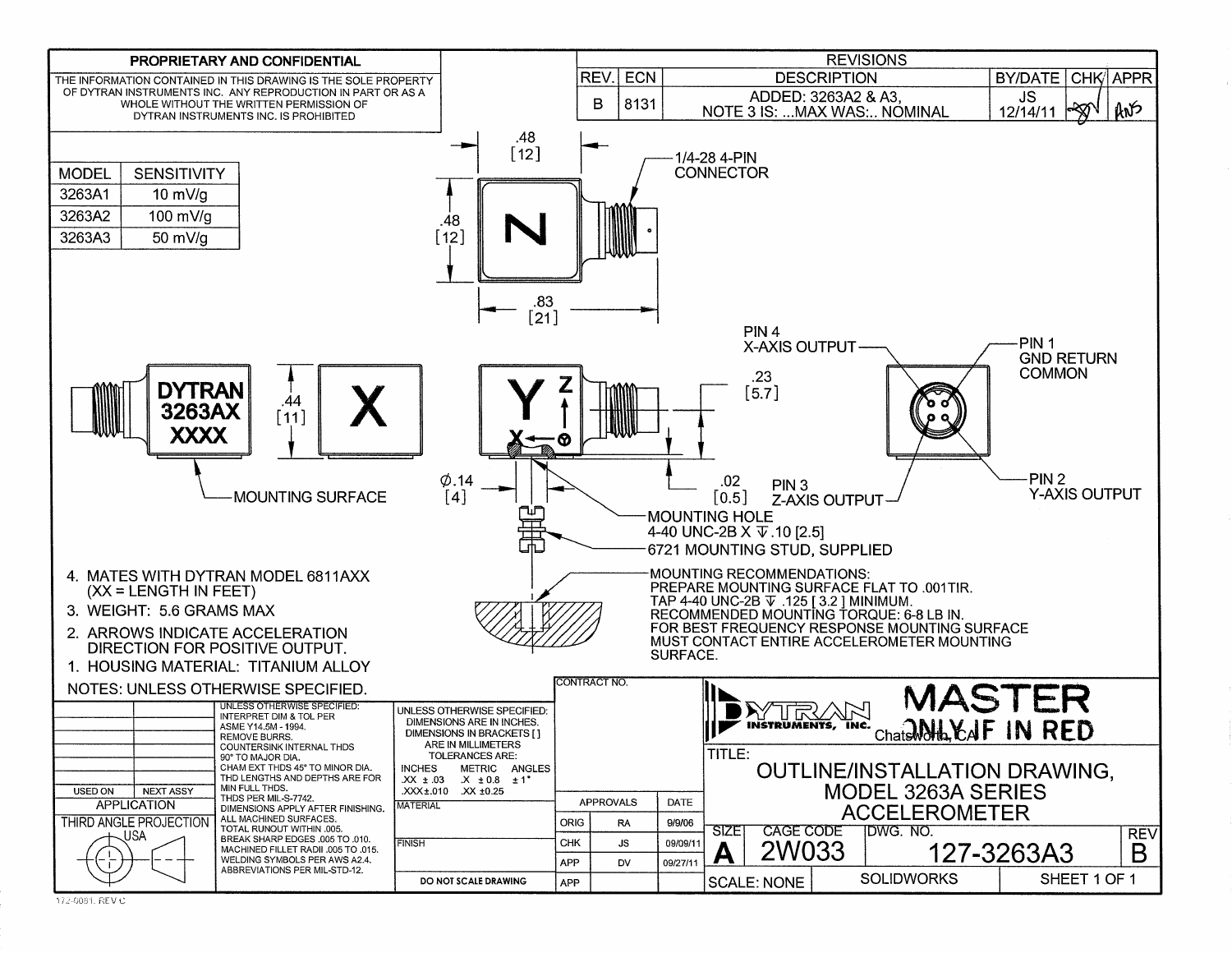**PROPRIETARY AND CONFIDENTIAL**

THE INFORMATION CONTAINED IN THIS DRAWING IS THE SOLE PROPERTY OF DYTRAN INSTRUMENTS INC. ANY REPRODUCTION IN PART OR AS A WHOLE WITHOUT THE WRITTEN PERMISSION OF DYTRAN INSTRUMENTS INC. IS PROHIBITED

| REVISIONS | | | | | |
|---|---|---|---|---|---|
| REV. | ECN | DESCRIPTION | BY/DATE | CHK | APPR |
| B | 8131 | ADDED: 3263A2 & A3, NOTE 3 IS: ...MAX WAS:.. NOMINAL | JS 12/14/11 | | |

| MODEL | SENSITIVITY |
|---|---|
| 3263A1 | 10 mV/g |
| 3263A2 | 100 mV/g |
| 3263A3 | 50 mV/g |

.48 [12]

.48 [12]

.83 [21]

1/4-28 4-PIN CONNECTOR

N

DYTRAN 3263AX XXXX

.44 [11]

X

Y

Z

X

MOUNTING SURFACE

Ø.14 [4]

.23 [5.7]

.02 [0.5]

PIN 4 X-AXIS OUTPUT

PIN 1 GND RETURN COMMON

PIN 3 Z-AXIS OUTPUT

PIN 2 Y-AXIS OUTPUT

MOUNTING HOLE 4-40 UNC-2B X ⊽ .10 [2.5]

6721 MOUNTING STUD, SUPPLIED

MOUNTING RECOMMENDATIONS:
PREPARE MOUNTING SURFACE FLAT TO .001TIR.
TAP 4-40 UNC-2B ⊽ .125 [ 3.2 ] MINIMUM.
RECOMMENDED MOUNTING TORQUE: 6-8 LB IN.
FOR BEST FREQUENCY RESPONSE MOUNTING SURFACE MUST CONTACT ENTIRE ACCELEROMETER MOUNTING SURFACE.

4. MATES WITH DYTRAN MODEL 6811AXX (XX = LENGTH IN FEET)
3. WEIGHT: 5.6 GRAMS MAX
2. ARROWS INDICATE ACCELERATION DIRECTION FOR POSITIVE OUTPUT.
1. HOUSING MATERIAL: TITANIUM ALLOY

NOTES: UNLESS OTHERWISE SPECIFIED.

| USED ON | NEXT ASSY |
|---|---|
| APPLICATION | |

THIRD ANGLE PROJECTION USA

UNLESS OTHERWISE SPECIFIED: INTERPRET DIM & TOL PER ASME Y14.5M - 1994. REMOVE BURRS. COUNTERSINK INTERNAL THDS 90° TO MAJOR DIA. CHAM EXT THDS 45° TO MINOR DIA. THD LENGTHS AND DEPTHS ARE FOR MIN FULL THDS. THDS PER MIL-S-7742. DIMENSIONS APPLY AFTER FINISHING. ALL MACHINED SURFACES. TOTAL RUNOUT WITHIN .005. BREAK SHARP EDGES .005 TO .010. MACHINED FILLET RADII .005 TO .015. WELDING SYMBOLS PER AWS A2.4. ABBREVIATIONS PER MIL-STD-12.

UNLESS OTHERWISE SPECIFIED: DIMENSIONS ARE IN INCHES. DIMENSIONS IN BRACKETS [ ] ARE IN MILLIMETERS
TOLERANCES ARE:

| INCHES | METRIC | ANGLES |
|---|---|---|
| .XX ± .03 | .X ± 0.8 | ± 1° |
| .XXX ± .010 | .XX ± 0.25 | |

MATERIAL

FINISH

DO NOT SCALE DRAWING

CONTRACT NO.

| APPROVALS | | DATE |
|---|---|---|
| ORIG | RA | 9/9/06 |
| CHK | JS | 09/09/11 |
| APP | DV | 09/27/11 |
| APP | | |

DYTRAN INSTRUMENTS, INC. Chatsworth, CA

MASTER ONLY IF IN RED

TITLE: OUTLINE/INSTALLATION DRAWING, MODEL 3263A SERIES ACCELEROMETER

| SIZE | CAGE CODE | DWG. NO. | REV |
|---|---|---|---|
| A | 2W033 | 127-3263A3 | B |
| SCALE: NONE | SOLIDWORKS | SHEET 1 OF 1 | |

172-0081. REV C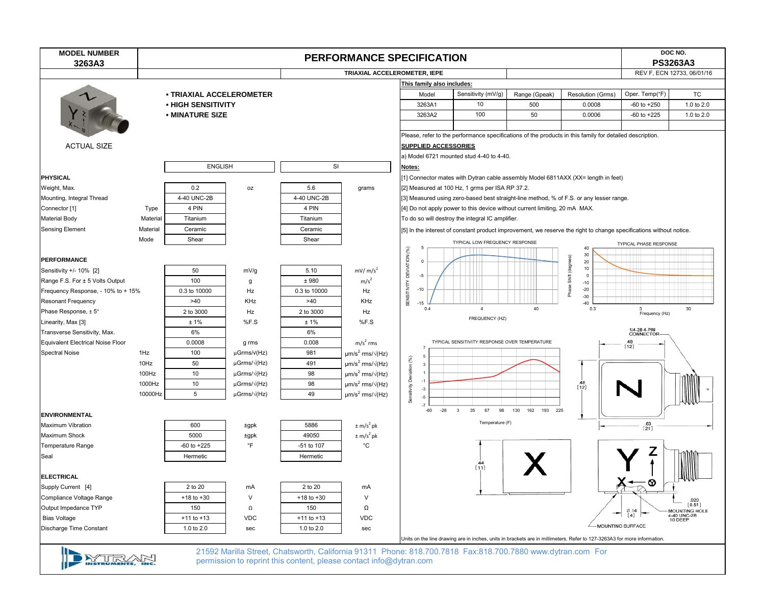| MODEL NUMBER 3263A3 | PERFORMANCE SPECIFICATION | DOC NO. PS3263A3 |
|---|---|---|
| | TRIAXIAL ACCELEROMETER, IEPE | REV F, ECN 12733, 06/01/16 |

- **TRIAXIAL ACCELEROMETER**
- **HIGH SENSITIVITY**
- **MINATURE SIZE**

ACTUAL SIZE

**This family also includes:**

| Model | Sensitivity (mV/g) | Range (Gpeak) | Resolution (Grms) | Oper. Temp(°F) | TC |
|---|---|---|---|---|---|
| 3263A1 | 10 | 500 | 0.0008 | -60 to +250 | 1.0 to 2.0 |
| 3263A2 | 100 | 50 | 0.0006 | -60 to +225 | 1.0 to 2.0 |

Please, refer to the performance specifications of the products in this family for detailed description.

**SUPPLIED ACCESSORIES**

a) Model 6721 mounted stud 4-40 to 4-40.

| | | ENGLISH | | SI | |
|---|---|---|---|---|---|
| **PHYSICAL** | | | | | |
| Weight, Max. | | 0.2 | oz | 5.6 | grams |
| Mounting, Integral Thread | | 4-40 UNC-2B | | 4-40 UNC-2B | |
| Connector [1] | Type | 4 PIN | | 4 PIN | |
| Material Body | Material | Titanium | | Titanium | |
| Sensing Element | Material | Ceramic | | Ceramic | |
| | Mode | Shear | | Shear | |
| **PERFORMANCE** | | | | | |
| Sensitivity +/- 10% [2] | | 50 | mV/g | 5.10 | mV/ $m/s^2$ |
| Range F.S. For ± 5 Volts Output | | 100 | g | ± 980 | $m/s^2$ |
| Frequency Response, - 10% to + 15% | | 0.3 to 10000 | Hz | 0.3 to 10000 | Hz |
| Resonant Frequency | | >40 | KHz | >40 | KHz |
| Phase Response, ± 5° | | 2 to 3000 | Hz | 2 to 3000 | Hz |
| Linearity, Max [3] | | ± 1% | %F.S | ± 1% | %F.S |
| Transverse Sensitivity, Max. | | 6% | | 6% | |
| Equivalent Electrical Noise Floor | | 0.0008 | g rms | 0.008 | $m/s^2$ rms |
| Spectral Noise | 1Hz | 100 | μGrms/√(Hz) | 981 | μm/$s^2$ rms/√(Hz) |
| | 10Hz | 50 | μGrms/√(Hz) | 491 | μm/$s^2$ rms/√(Hz) |
| | 100Hz | 10 | μGrms/√(Hz) | 98 | μm/$s^2$ rms/√(Hz) |
| | 1000Hz | 10 | μGrms/√(Hz) | 98 | μm/$s^2$ rms/√(Hz) |
| | 10000Hz | 5 | μGrms/√(Hz) | 49 | μm/$s^2$ rms/√(Hz) |
| **ENVIRONMENTAL** | | | | | |
| Maximum Vibration | | 600 | ±gpk | 5886 | ± $m/s^2$ pk |
| Maximum Shock | | 5000 | ±gpk | 49050 | ± $m/s^2$ pk |
| Temperature Range | | -60 to +225 | °F | -51 to 107 | °C |
| Seal | | Hermetic | | Hermetic | |
| **ELECTRICAL** | | | | | |
| Supply Current [4] | | 2 to 20 | mA | 2 to 20 | mA |
| Compliance Voltage Range | | +18 to +30 | V | +18 to +30 | V |
| Output Impedance TYP | | 150 | Ω | 150 | Ω |
| Bias Voltage | | +11 to +13 | VDC | +11 to +13 | VDC |
| Discharge Time Constant | | 1.0 to 2.0 | sec | 1.0 to 2.0 | sec |

**Notes:**

[1] Connector mates with Dytran cable assembly Model 6811AXX (XX= length in feet)

[2] Measured at 100 Hz, 1 grms per ISA RP 37.2.

[3] Measured using zero-based best straight-line method, % of F.S. or any lesser range.

[4] Do not apply power to this device without current limiting, 20 mA MAX.
To do so will destroy the integral IC amplifier.

[5] In the interest of constant product improvement, we reserve the right to change specifications without notice.

TYPICAL LOW FREQUENCY RESPONSE
SENSITIVITY DEVIATION (%)
5
0
-5
-10
-15
0.4
4
40
FREQUENCY (HZ)

TYPICAL PHASE RESPONSE
Phase Shift (degrees)
40
30
20
10
0
-10
-20
-30
-40
0.3
3
30
Frequency (Hz)

TYPICAL SENSITIVITY RESPONSE OVER TEMPERATURE
Sensitivity Deviation (%)
7
5
3
1
-1
-3
-5
-7
-60 -28 3 35 67 98 130 162 193 225
Temperature (F)

1/4-28 4-PIN CONNECTOR
.48 [12]
.48 [12]
.83 [21]
.44 [11]
.020 [0.51]
Ø.14 [4]
MOUNTING HOLE 4-40 UNC-2B .10 DEEP
MOUNTING SURFACE

Units on the line drawing are in inches, units in brackets are in millimeters. Refer to 127-3263A3 for more information.

DYTRAN INSTRUMENTS, INC.

21592 Marilla Street, Chatsworth, California 91311 Phone: 818.700.7818 Fax:818.700.7880 www.dytran.com For permission to reprint this content, please contact info@dytran.com